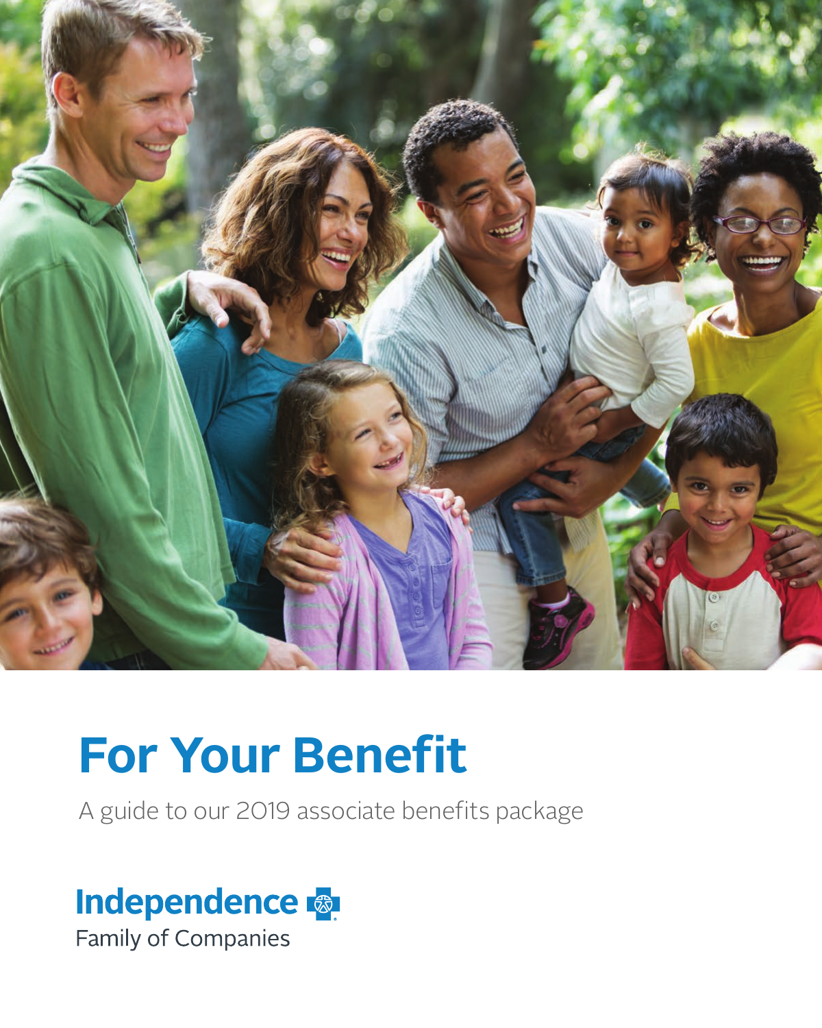# For Your Benefit

A guide to our 2019 associate benefits package

Independence

Family of Companies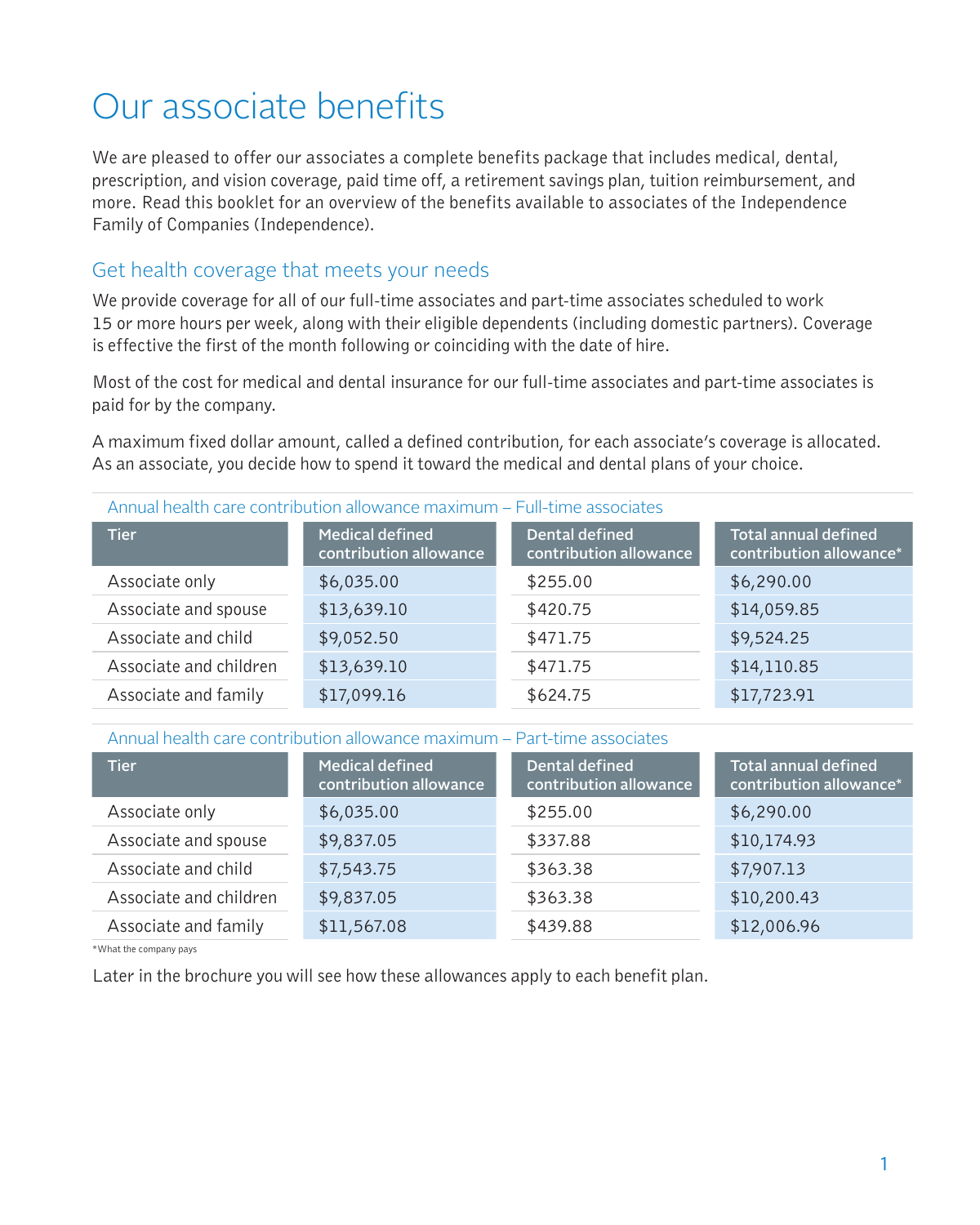# Our associate benefits

We are pleased to offer our associates a complete benefits package that includes medical, dental, prescription, and vision coverage, paid time off, a retirement savings plan, tuition reimbursement, and more. Read this booklet for an overview of the benefits available to associates of the Independence Family of Companies (Independence).

## Get health coverage that meets your needs

We provide coverage for all of our full-time associates and part-time associates scheduled to work 15 or more hours per week, along with their eligible dependents (including domestic partners). Coverage is effective the first of the month following or coinciding with the date of hire.

Most of the cost for medical and dental insurance for our full-time associates and part-time associates is paid for by the company.

A maximum fixed dollar amount, called a defined contribution, for each associate's coverage is allocated. As an associate, you decide how to spend it toward the medical and dental plans of your choice.

### Annual health care contribution allowance maximum – Full-time associates

| Tier | Medical defined contribution allowance | Dental defined contribution allowance | Total annual defined contribution allowance* |
|---|---|---|---|
| Associate only | $6,035.00 | $255.00 | $6,290.00 |
| Associate and spouse | $13,639.10 | $420.75 | $14,059.85 |
| Associate and child | $9,052.50 | $471.75 | $9,524.25 |
| Associate and children | $13,639.10 | $471.75 | $14,110.85 |
| Associate and family | $17,099.16 | $624.75 | $17,723.91 |

### Annual health care contribution allowance maximum – Part-time associates

| Tier | Medical defined contribution allowance | Dental defined contribution allowance | Total annual defined contribution allowance* |
|---|---|---|---|
| Associate only | $6,035.00 | $255.00 | $6,290.00 |
| Associate and spouse | $9,837.05 | $337.88 | $10,174.93 |
| Associate and child | $7,543.75 | $363.38 | $7,907.13 |
| Associate and children | $9,837.05 | $363.38 | $10,200.43 |
| Associate and family | $11,567.08 | $439.88 | $12,006.96 |

*What the company pays

Later in the brochure you will see how these allowances apply to each benefit plan.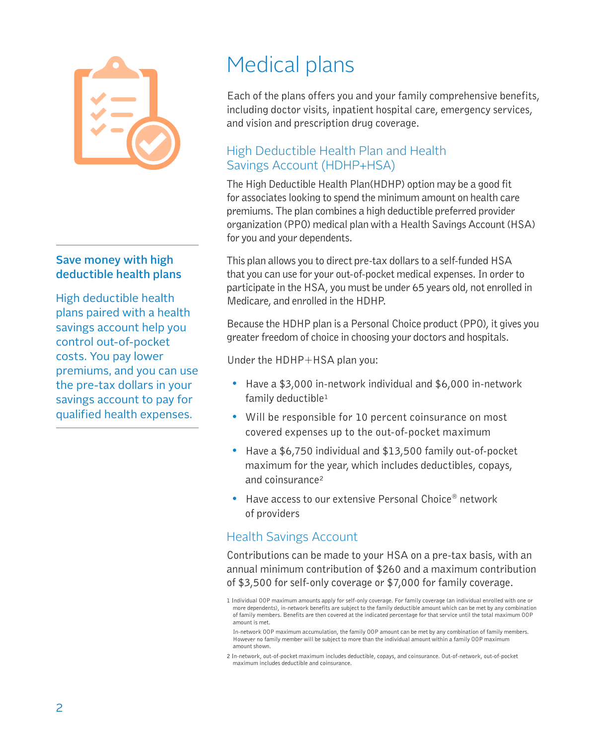# Medical plans

Each of the plans offers you and your family comprehensive benefits, including doctor visits, inpatient hospital care, emergency services, and vision and prescription drug coverage.

## High Deductible Health Plan and Health Savings Account (HDHP+HSA)

The High Deductible Health Plan(HDHP) option may be a good fit for associates looking to spend the minimum amount on health care premiums. The plan combines a high deductible preferred provider organization (PPO) medical plan with a Health Savings Account (HSA) for you and your dependents.

This plan allows you to direct pre-tax dollars to a self-funded HSA that you can use for your out-of-pocket medical expenses. In order to participate in the HSA, you must be under 65 years old, not enrolled in Medicare, and enrolled in the HDHP.

Because the HDHP plan is a Personal Choice product (PPO), it gives you greater freedom of choice in choosing your doctors and hospitals.

Under the HDHP+HSA plan you:

- Have a $3,000 in-network individual and $6,000 in-network family deductible[1]
- Will be responsible for 10 percent coinsurance on most covered expenses up to the out-of-pocket maximum
- Have a $6,750 individual and $13,500 family out-of-pocket maximum for the year, which includes deductibles, copays, and coinsurance[2]
- Have access to our extensive Personal Choice® network of providers

## Health Savings Account

Contributions can be made to your HSA on a pre-tax basis, with an annual minimum contribution of $260 and a maximum contribution of $3,500 for self-only coverage or $7,000 for family coverage.

### Save money with high deductible health plans

High deductible health plans paired with a health savings account help you control out-of-pocket costs. You pay lower premiums, and you can use the pre-tax dollars in your savings account to pay for qualified health expenses.

1 Individual OOP maximum amounts apply for self-only coverage. For family coverage (an individual enrolled with one or more dependents), in-network benefits are subject to the family deductible amount which can be met by any combination of family members. Benefits are then covered at the indicated percentage for that service until the total maximum OOP amount is met.

In-network OOP maximum accumulation, the family OOP amount can be met by any combination of family members. However no family member will be subject to more than the individual amount within a family OOP maximum amount shown.

2 In-network, out-of-pocket maximum includes deductible, copays, and coinsurance. Out-of-network, out-of-pocket maximum includes deductible and coinsurance.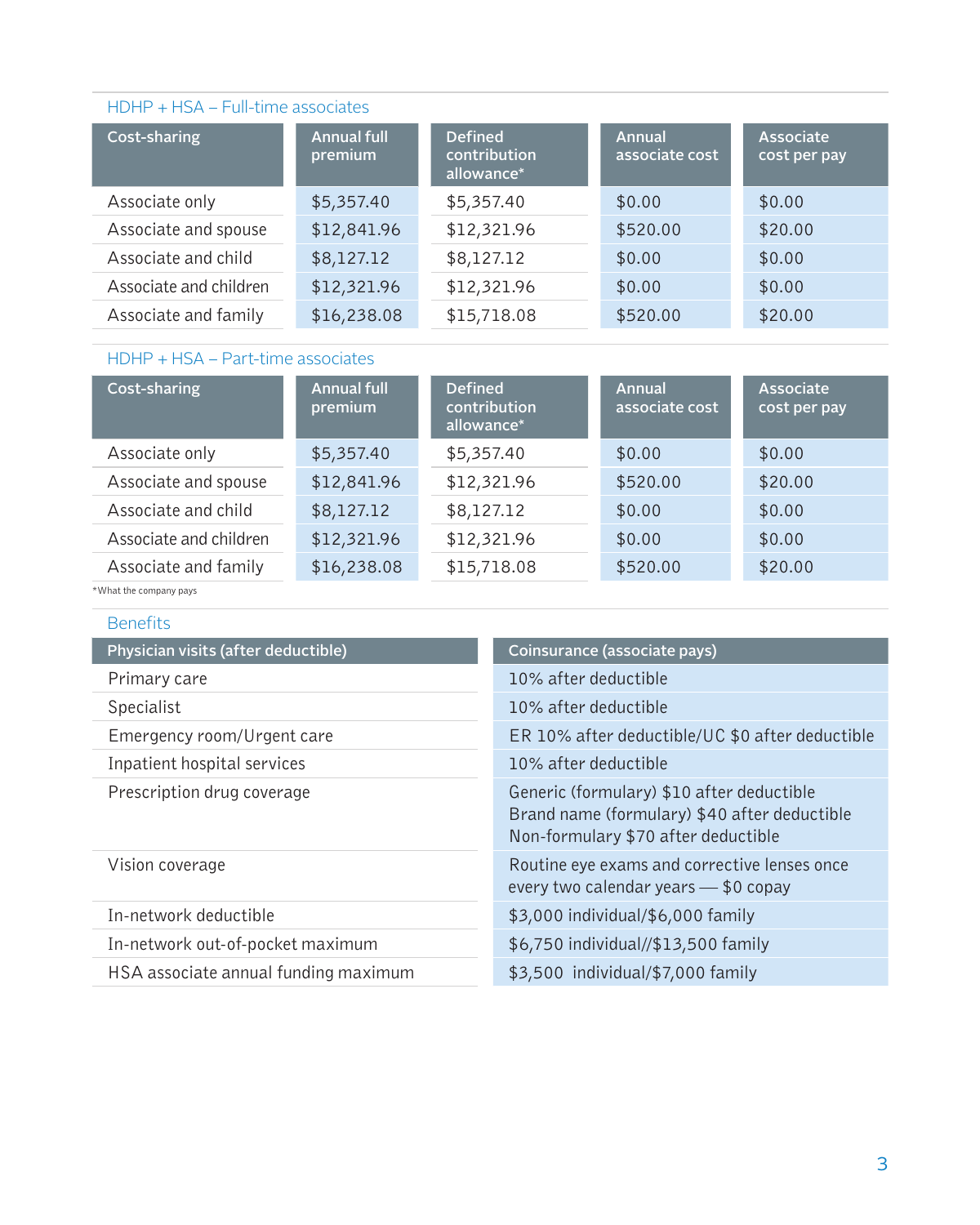## HDHP + HSA – Full-time associates

| Cost-sharing | Annual full premium | Defined contribution allowance* | Annual associate cost | Associate cost per pay |
|---|---|---|---|---|
| Associate only | $5,357.40 | $5,357.40 | $0.00 | $0.00 |
| Associate and spouse | $12,841.96 | $12,321.96 | $520.00 | $20.00 |
| Associate and child | $8,127.12 | $8,127.12 | $0.00 | $0.00 |
| Associate and children | $12,321.96 | $12,321.96 | $0.00 | $0.00 |
| Associate and family | $16,238.08 | $15,718.08 | $520.00 | $20.00 |

## HDHP + HSA – Part-time associates

| Cost-sharing | Annual full premium | Defined contribution allowance* | Annual associate cost | Associate cost per pay |
|---|---|---|---|---|
| Associate only | $5,357.40 | $5,357.40 | $0.00 | $0.00 |
| Associate and spouse | $12,841.96 | $12,321.96 | $520.00 | $20.00 |
| Associate and child | $8,127.12 | $8,127.12 | $0.00 | $0.00 |
| Associate and children | $12,321.96 | $12,321.96 | $0.00 | $0.00 |
| Associate and family | $16,238.08 | $15,718.08 | $520.00 | $20.00 |

*What the company pays

## Benefits

| Physician visits (after deductible) | Coinsurance (associate pays) |
|---|---|
| Primary care | 10% after deductible |
| Specialist | 10% after deductible |
| Emergency room/Urgent care | ER 10% after deductible/UC $0 after deductible |
| Inpatient hospital services | 10% after deductible |
| Prescription drug coverage | Generic (formulary) $10 after deductible<br>Brand name (formulary) $40 after deductible<br>Non-formulary $70 after deductible |
| Vision coverage | Routine eye exams and corrective lenses once every two calendar years — $0 copay |
| In-network deductible | $3,000 individual/$6,000 family |
| In-network out-of-pocket maximum | $6,750 individual//$13,500 family |
| HSA associate annual funding maximum | $3,500 individual/$7,000 family |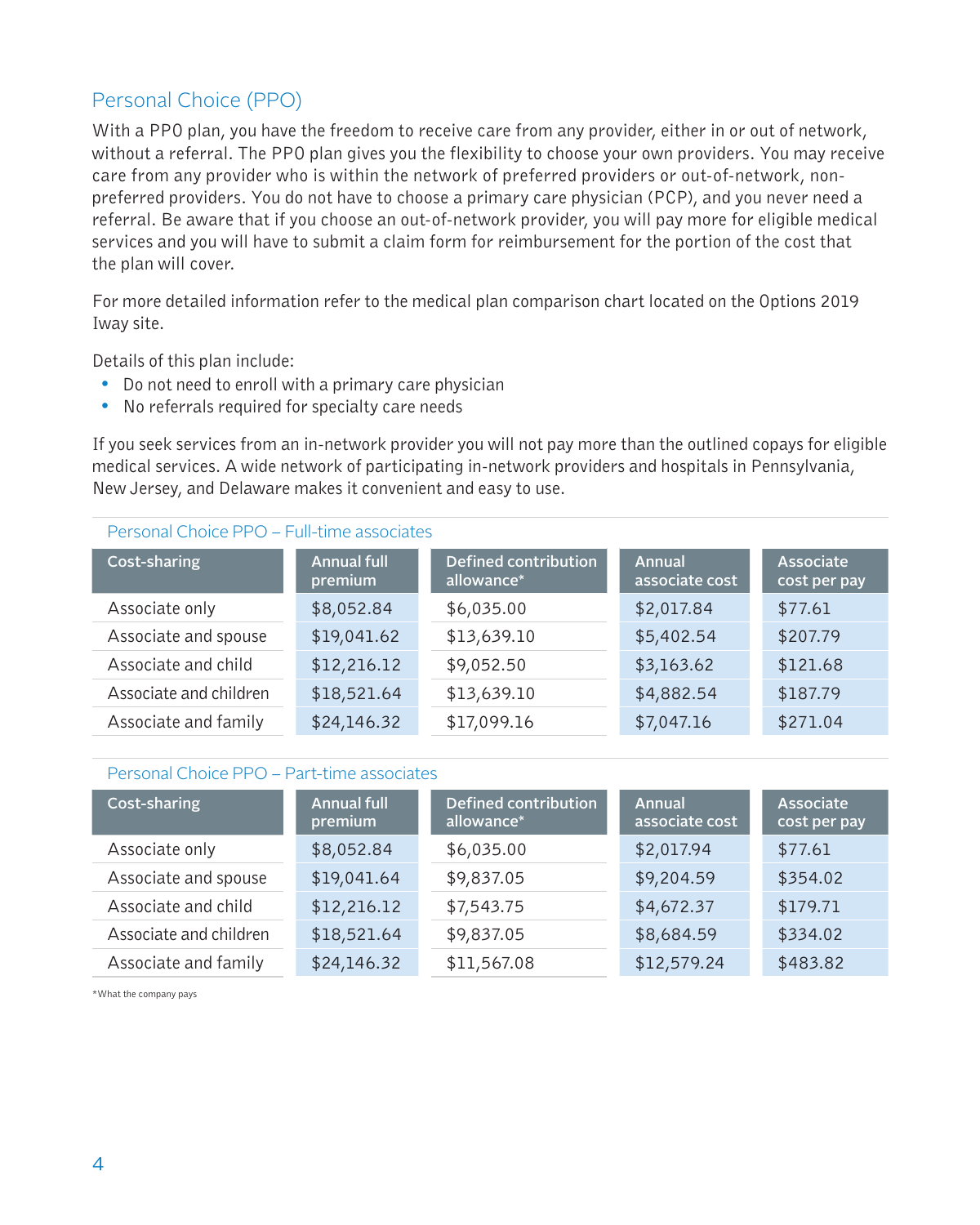## Personal Choice (PPO)

With a PPO plan, you have the freedom to receive care from any provider, either in or out of network, without a referral. The PPO plan gives you the flexibility to choose your own providers. You may receive care from any provider who is within the network of preferred providers or out-of-network, non-preferred providers. You do not have to choose a primary care physician (PCP), and you never need a referral. Be aware that if you choose an out-of-network provider, you will pay more for eligible medical services and you will have to submit a claim form for reimbursement for the portion of the cost that the plan will cover.

For more detailed information refer to the medical plan comparison chart located on the Options 2019 Iway site.

Details of this plan include:

- Do not need to enroll with a primary care physician
- No referrals required for specialty care needs

If you seek services from an in-network provider you will not pay more than the outlined copays for eligible medical services. A wide network of participating in-network providers and hospitals in Pennsylvania, New Jersey, and Delaware makes it convenient and easy to use.

### Personal Choice PPO – Full-time associates

| Cost-sharing | Annual full premium | Defined contribution allowance* | Annual associate cost | Associate cost per pay |
|---|---|---|---|---|
| Associate only | $8,052.84 | $6,035.00 | $2,017.84 | $77.61 |
| Associate and spouse | $19,041.62 | $13,639.10 | $5,402.54 | $207.79 |
| Associate and child | $12,216.12 | $9,052.50 | $3,163.62 | $121.68 |
| Associate and children | $18,521.64 | $13,639.10 | $4,882.54 | $187.79 |
| Associate and family | $24,146.32 | $17,099.16 | $7,047.16 | $271.04 |

### Personal Choice PPO – Part-time associates

| Cost-sharing | Annual full premium | Defined contribution allowance* | Annual associate cost | Associate cost per pay |
|---|---|---|---|---|
| Associate only | $8,052.84 | $6,035.00 | $2,017.94 | $77.61 |
| Associate and spouse | $19,041.64 | $9,837.05 | $9,204.59 | $354.02 |
| Associate and child | $12,216.12 | $7,543.75 | $4,672.37 | $179.71 |
| Associate and children | $18,521.64 | $9,837.05 | $8,684.59 | $334.02 |
| Associate and family | $24,146.32 | $11,567.08 | $12,579.24 | $483.82 |

*What the company pays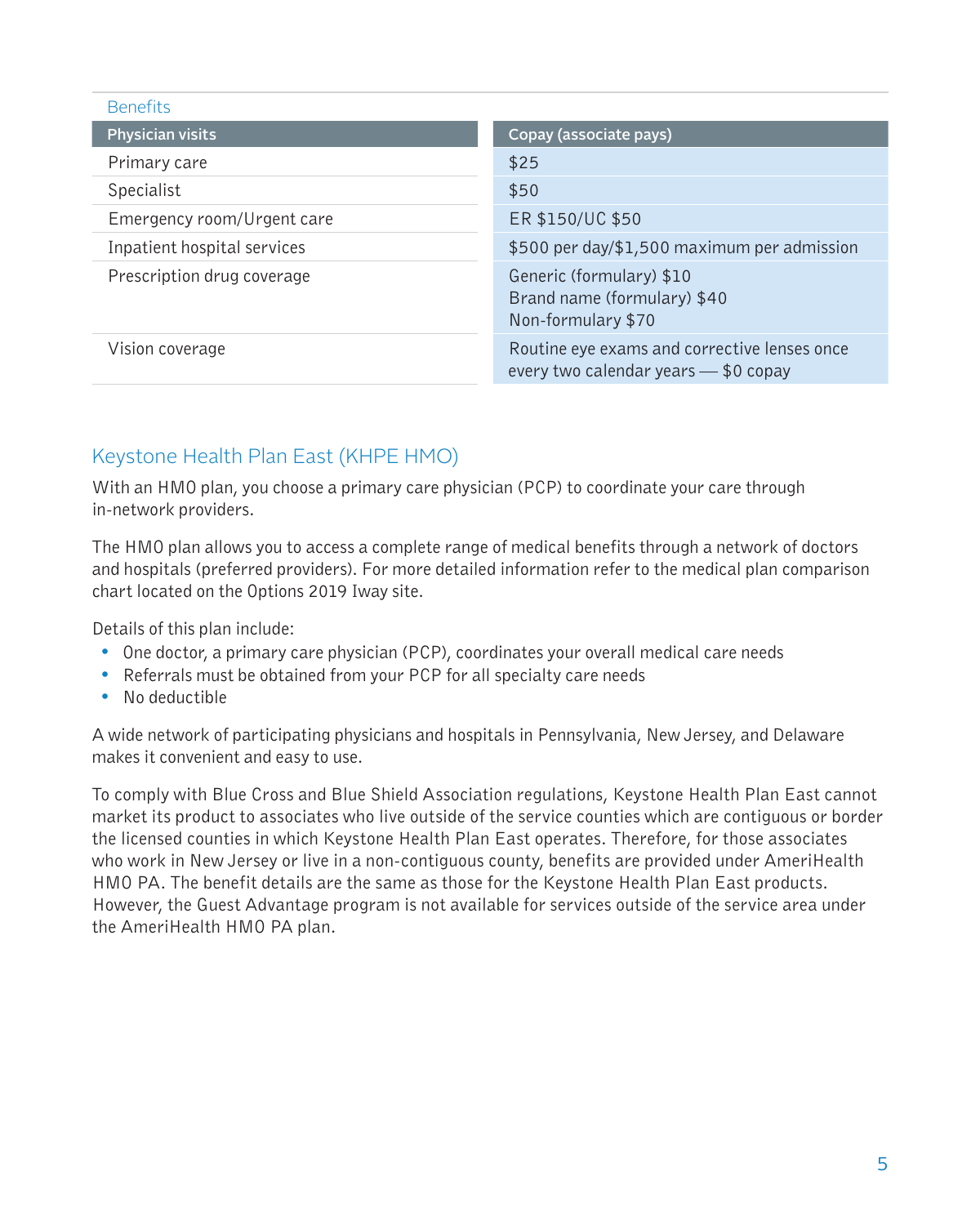Benefits

| Physician visits | Copay (associate pays) |
| --- | --- |
| Primary care | $25 |
| Specialist | $50 |
| Emergency room/Urgent care | ER $150/UC $50 |
| Inpatient hospital services | $500 per day/$1,500 maximum per admission |
| Prescription drug coverage | Generic (formulary) $10<br>Brand name (formulary) $40<br>Non-formulary $70 |
| Vision coverage | Routine eye exams and corrective lenses once every two calendar years — $0 copay |

## Keystone Health Plan East (KHPE HMO)

With an HMO plan, you choose a primary care physician (PCP) to coordinate your care through in-network providers.

The HMO plan allows you to access a complete range of medical benefits through a network of doctors and hospitals (preferred providers). For more detailed information refer to the medical plan comparison chart located on the Options 2019 Iway site.

Details of this plan include:

- One doctor, a primary care physician (PCP), coordinates your overall medical care needs
- Referrals must be obtained from your PCP for all specialty care needs
- No deductible

A wide network of participating physicians and hospitals in Pennsylvania, New Jersey, and Delaware makes it convenient and easy to use.

To comply with Blue Cross and Blue Shield Association regulations, Keystone Health Plan East cannot market its product to associates who live outside of the service counties which are contiguous or border the licensed counties in which Keystone Health Plan East operates. Therefore, for those associates who work in New Jersey or live in a non-contiguous county, benefits are provided under AmeriHealth HMO PA. The benefit details are the same as those for the Keystone Health Plan East products. However, the Guest Advantage program is not available for services outside of the service area under the AmeriHealth HMO PA plan.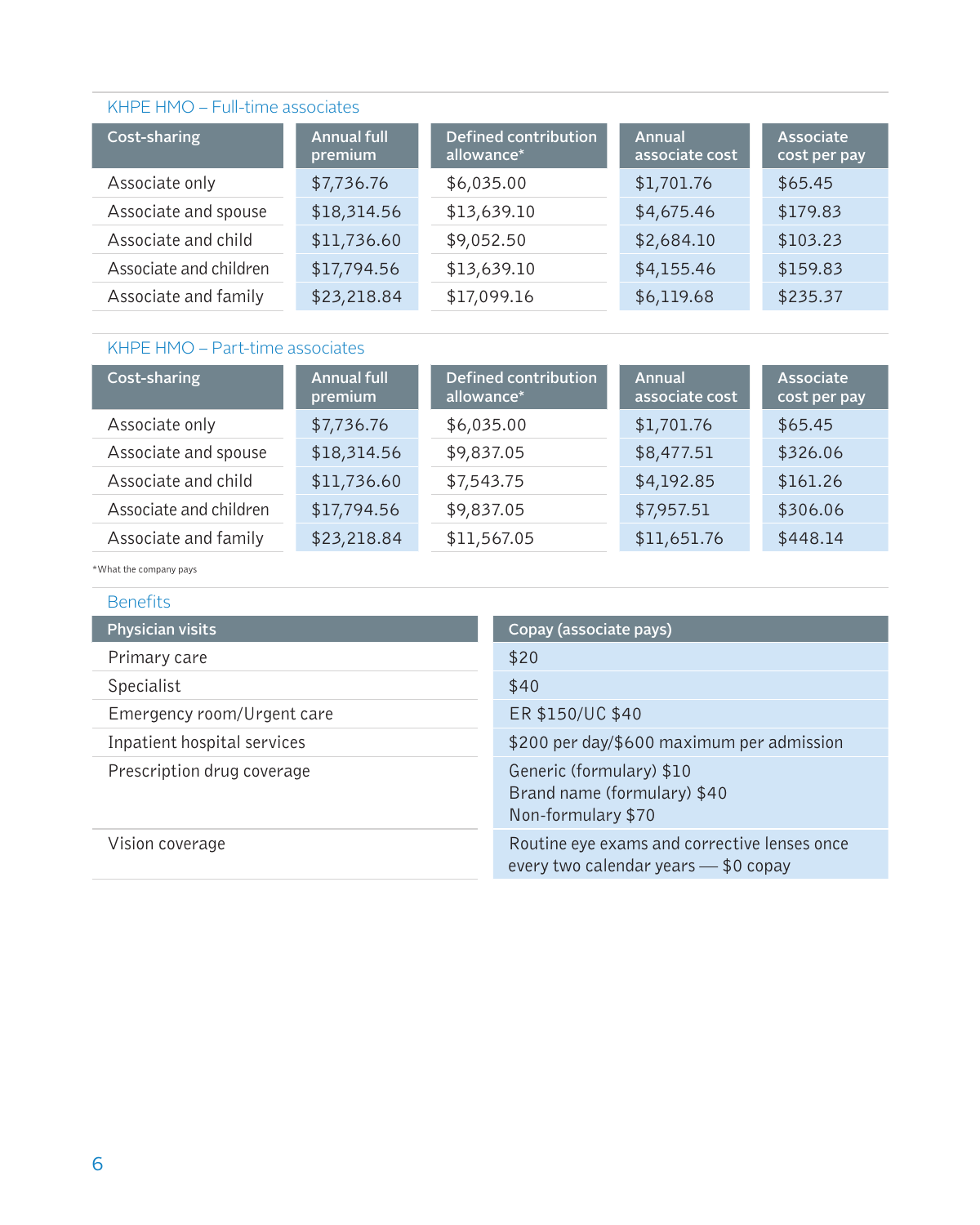## KHPE HMO – Full-time associates

| Cost-sharing | Annual full premium | Defined contribution allowance* | Annual associate cost | Associate cost per pay |
|---|---|---|---|---|
| Associate only | $7,736.76 | $6,035.00 | $1,701.76 | $65.45 |
| Associate and spouse | $18,314.56 | $13,639.10 | $4,675.46 | $179.83 |
| Associate and child | $11,736.60 | $9,052.50 | $2,684.10 | $103.23 |
| Associate and children | $17,794.56 | $13,639.10 | $4,155.46 | $159.83 |
| Associate and family | $23,218.84 | $17,099.16 | $6,119.68 | $235.37 |

## KHPE HMO – Part-time associates

| Cost-sharing | Annual full premium | Defined contribution allowance* | Annual associate cost | Associate cost per pay |
|---|---|---|---|---|
| Associate only | $7,736.76 | $6,035.00 | $1,701.76 | $65.45 |
| Associate and spouse | $18,314.56 | $9,837.05 | $8,477.51 | $326.06 |
| Associate and child | $11,736.60 | $7,543.75 | $4,192.85 | $161.26 |
| Associate and children | $17,794.56 | $9,837.05 | $7,957.51 | $306.06 |
| Associate and family | $23,218.84 | $11,567.05 | $11,651.76 | $448.14 |

*What the company pays

## Benefits

| Physician visits | Copay (associate pays) |
|---|---|
| Primary care | $20 |
| Specialist | $40 |
| Emergency room/Urgent care | ER $150/UC $40 |
| Inpatient hospital services | $200 per day/$600 maximum per admission |
| Prescription drug coverage | Generic (formulary) $10<br>Brand name (formulary) $40<br>Non-formulary $70 |
| Vision coverage | Routine eye exams and corrective lenses once every two calendar years — $0 copay |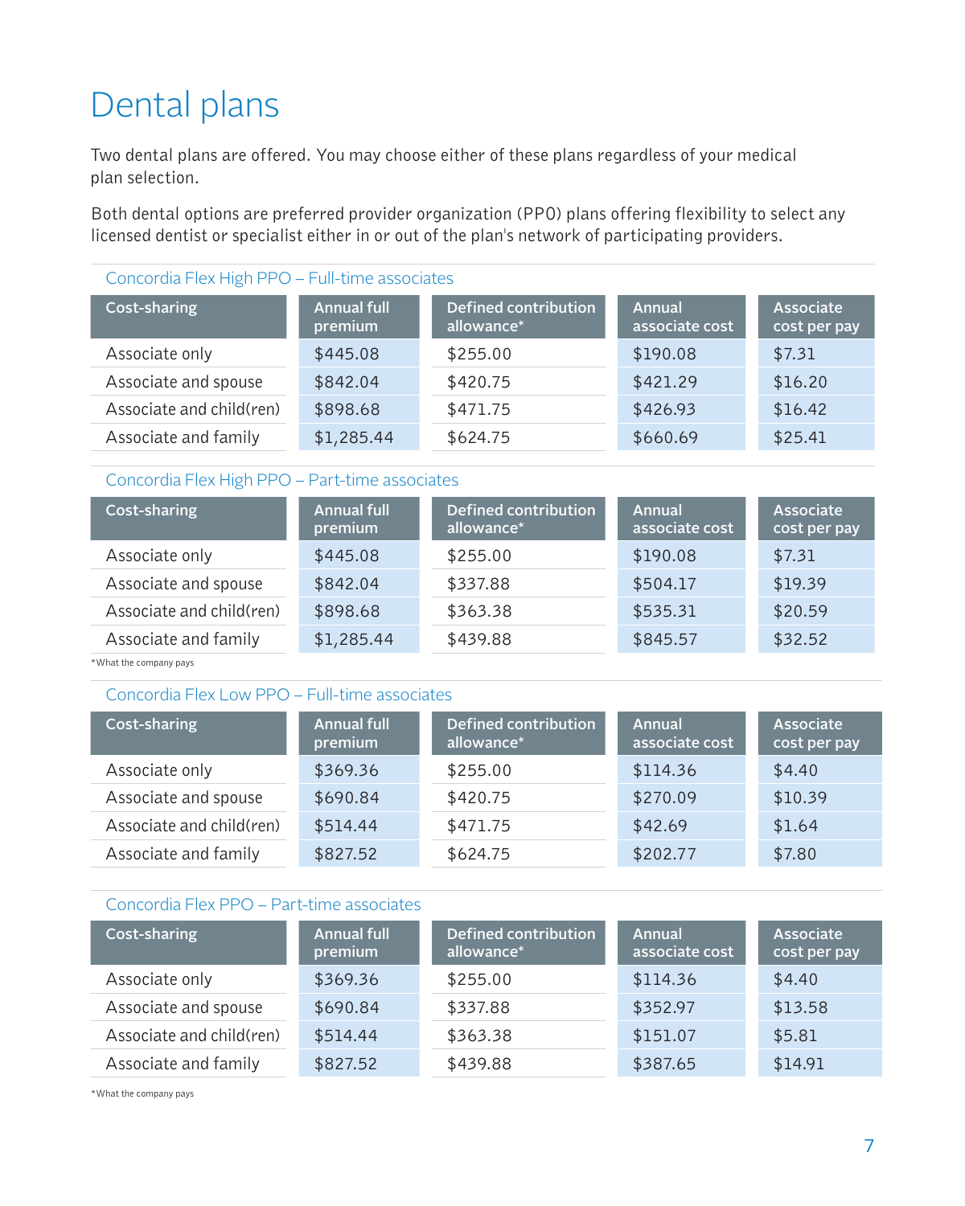# Dental plans

Two dental plans are offered. You may choose either of these plans regardless of your medical plan selection.

Both dental options are preferred provider organization (PPO) plans offering flexibility to select any licensed dentist or specialist either in or out of the plan's network of participating providers.

### Concordia Flex High PPO – Full-time associates

| Cost-sharing | Annual full premium | Defined contribution allowance* | Annual associate cost | Associate cost per pay |
|---|---|---|---|---|
| Associate only | $445.08 | $255.00 | $190.08 | $7.31 |
| Associate and spouse | $842.04 | $420.75 | $421.29 | $16.20 |
| Associate and child(ren) | $898.68 | $471.75 | $426.93 | $16.42 |
| Associate and family | $1,285.44 | $624.75 | $660.69 | $25.41 |

### Concordia Flex High PPO – Part-time associates

| Cost-sharing | Annual full premium | Defined contribution allowance* | Annual associate cost | Associate cost per pay |
|---|---|---|---|---|
| Associate only | $445.08 | $255.00 | $190.08 | $7.31 |
| Associate and spouse | $842.04 | $337.88 | $504.17 | $19.39 |
| Associate and child(ren) | $898.68 | $363.38 | $535.31 | $20.59 |
| Associate and family | $1,285.44 | $439.88 | $845.57 | $32.52 |

*What the company pays

### Concordia Flex Low PPO – Full-time associates

| Cost-sharing | Annual full premium | Defined contribution allowance* | Annual associate cost | Associate cost per pay |
|---|---|---|---|---|
| Associate only | $369.36 | $255.00 | $114.36 | $4.40 |
| Associate and spouse | $690.84 | $420.75 | $270.09 | $10.39 |
| Associate and child(ren) | $514.44 | $471.75 | $42.69 | $1.64 |
| Associate and family | $827.52 | $624.75 | $202.77 | $7.80 |

### Concordia Flex PPO – Part-time associates

| Cost-sharing | Annual full premium | Defined contribution allowance* | Annual associate cost | Associate cost per pay |
|---|---|---|---|---|
| Associate only | $369.36 | $255.00 | $114.36 | $4.40 |
| Associate and spouse | $690.84 | $337.88 | $352.97 | $13.58 |
| Associate and child(ren) | $514.44 | $363.38 | $151.07 | $5.81 |
| Associate and family | $827.52 | $439.88 | $387.65 | $14.91 |

*What the company pays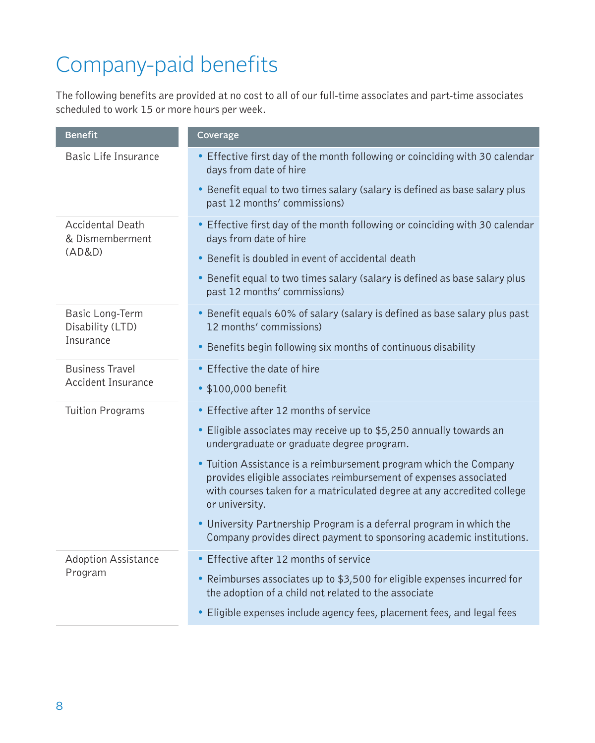# Company-paid benefits

The following benefits are provided at no cost to all of our full-time associates and part-time associates scheduled to work 15 or more hours per week.

| Benefit | Coverage |
|---|---|
| Basic Life Insurance | • Effective first day of the month following or coinciding with 30 calendar days from date of hire<br>• Benefit equal to two times salary (salary is defined as base salary plus past 12 months' commissions) |
| Accidental Death & Dismemberment (AD&D) | • Effective first day of the month following or coinciding with 30 calendar days from date of hire<br>• Benefit is doubled in event of accidental death<br>• Benefit equal to two times salary (salary is defined as base salary plus past 12 months' commissions) |
| Basic Long-Term Disability (LTD) Insurance | • Benefit equals 60% of salary (salary is defined as base salary plus past 12 months' commissions)<br>• Benefits begin following six months of continuous disability |
| Business Travel Accident Insurance | • Effective the date of hire<br>• $100,000 benefit |
| Tuition Programs | • Effective after 12 months of service<br>• Eligible associates may receive up to $5,250 annually towards an undergraduate or graduate degree program.<br>• Tuition Assistance is a reimbursement program which the Company provides eligible associates reimbursement of expenses associated with courses taken for a matriculated degree at any accredited college or university.<br>• University Partnership Program is a deferral program in which the Company provides direct payment to sponsoring academic institutions. |
| Adoption Assistance Program | • Effective after 12 months of service<br>• Reimburses associates up to $3,500 for eligible expenses incurred for the adoption of a child not related to the associate<br>• Eligible expenses include agency fees, placement fees, and legal fees |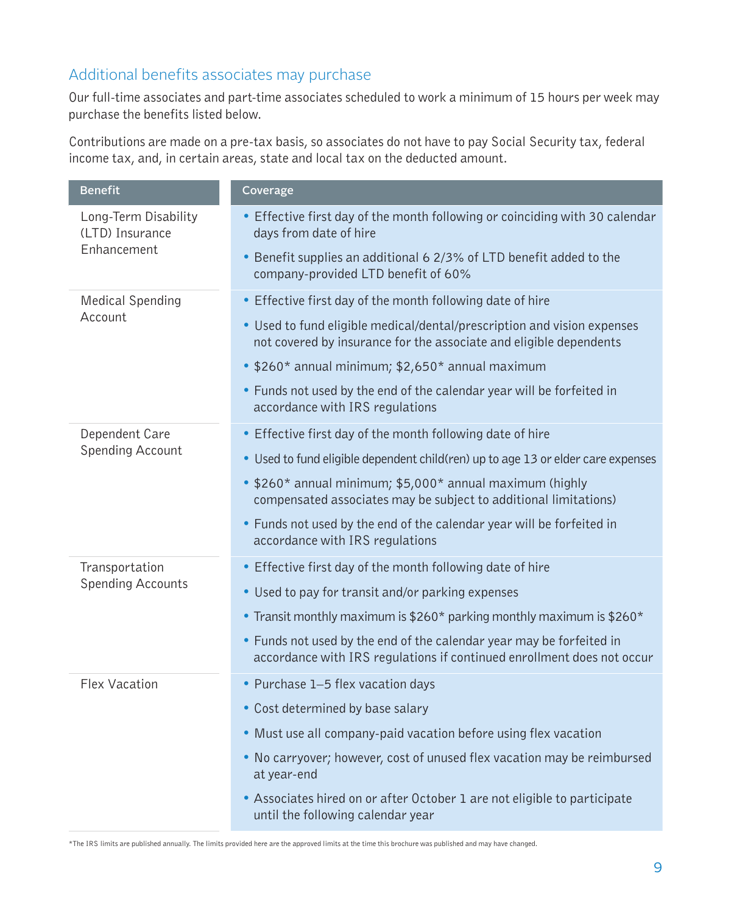## Additional benefits associates may purchase

Our full-time associates and part-time associates scheduled to work a minimum of 15 hours per week may purchase the benefits listed below.

Contributions are made on a pre-tax basis, so associates do not have to pay Social Security tax, federal income tax, and, in certain areas, state and local tax on the deducted amount.

| Benefit | Coverage |
|---|---|
| Long-Term Disability (LTD) Insurance Enhancement | • Effective first day of the month following or coinciding with 30 calendar days from date of hire<br>• Benefit supplies an additional 6 2/3% of LTD benefit added to the company-provided LTD benefit of 60% |
| Medical Spending Account | • Effective first day of the month following date of hire<br>• Used to fund eligible medical/dental/prescription and vision expenses not covered by insurance for the associate and eligible dependents<br>• $260* annual minimum; $2,650* annual maximum<br>• Funds not used by the end of the calendar year will be forfeited in accordance with IRS regulations |
| Dependent Care Spending Account | • Effective first day of the month following date of hire<br>• Used to fund eligible dependent child(ren) up to age 13 or elder care expenses<br>• $260* annual minimum; $5,000* annual maximum (highly compensated associates may be subject to additional limitations)<br>• Funds not used by the end of the calendar year will be forfeited in accordance with IRS regulations |
| Transportation Spending Accounts | • Effective first day of the month following date of hire<br>• Used to pay for transit and/or parking expenses<br>• Transit monthly maximum is $260* parking monthly maximum is $260*<br>• Funds not used by the end of the calendar year may be forfeited in accordance with IRS regulations if continued enrollment does not occur |
| Flex Vacation | • Purchase 1–5 flex vacation days<br>• Cost determined by base salary<br>• Must use all company-paid vacation before using flex vacation<br>• No carryover; however, cost of unused flex vacation may be reimbursed at year-end<br>• Associates hired on or after October 1 are not eligible to participate until the following calendar year |

*The IRS limits are published annually. The limits provided here are the approved limits at the time this brochure was published and may have changed.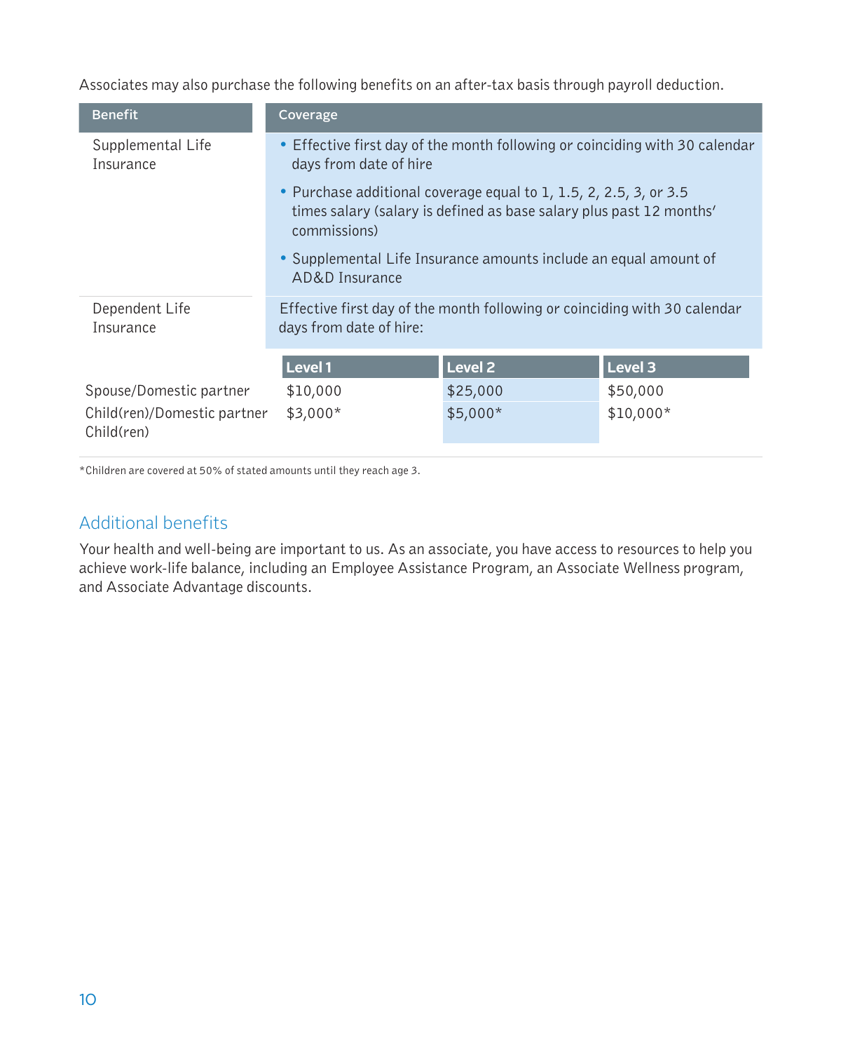Associates may also purchase the following benefits on an after-tax basis through payroll deduction.

| Benefit | Coverage |
| --- | --- |
| Supplemental Life Insurance | • Effective first day of the month following or coinciding with 30 calendar days from date of hire<br>• Purchase additional coverage equal to 1, 1.5, 2, 2.5, 3, or 3.5 times salary (salary is defined as base salary plus past 12 months' commissions)<br>• Supplemental Life Insurance amounts include an equal amount of AD&D Insurance |
| Dependent Life Insurance | Effective first day of the month following or coinciding with 30 calendar days from date of hire: |

| | Level 1 | Level 2 | Level 3 |
| --- | --- | --- | --- |
| Spouse/Domestic partner | $10,000 | $25,000 | $50,000 |
| Child(ren)/Domestic partner Child(ren) | $3,000* | $5,000* | $10,000* |

*Children are covered at 50% of stated amounts until they reach age 3.

## Additional benefits

Your health and well-being are important to us. As an associate, you have access to resources to help you achieve work-life balance, including an Employee Assistance Program, an Associate Wellness program, and Associate Advantage discounts.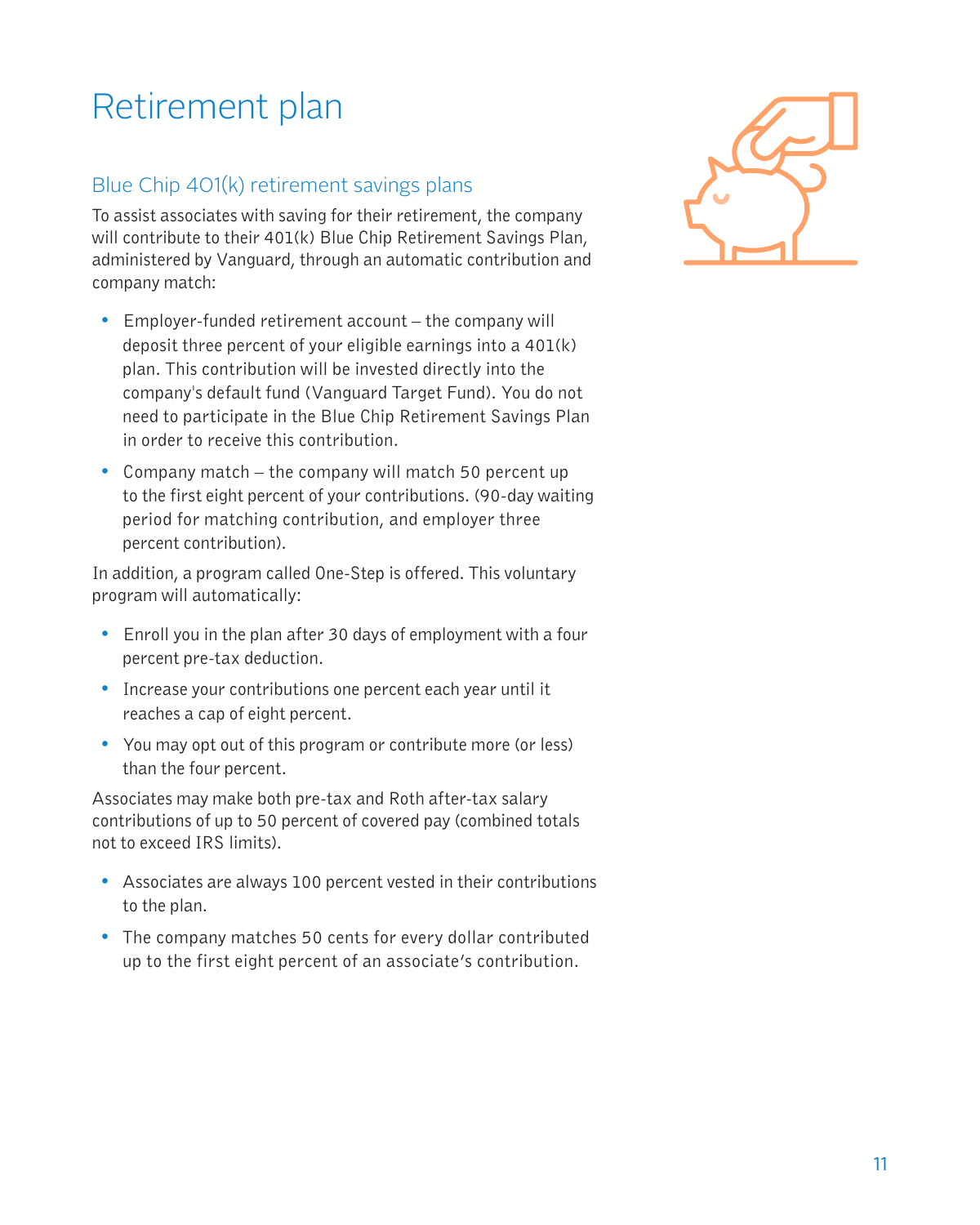# Retirement plan

## Blue Chip 401(k) retirement savings plans

To assist associates with saving for their retirement, the company will contribute to their 401(k) Blue Chip Retirement Savings Plan, administered by Vanguard, through an automatic contribution and company match:

- Employer-funded retirement account – the company will deposit three percent of your eligible earnings into a 401(k) plan. This contribution will be invested directly into the company's default fund (Vanguard Target Fund). You do not need to participate in the Blue Chip Retirement Savings Plan in order to receive this contribution.
- Company match – the company will match 50 percent up to the first eight percent of your contributions. (90-day waiting period for matching contribution, and employer three percent contribution).

In addition, a program called One-Step is offered. This voluntary program will automatically:

- Enroll you in the plan after 30 days of employment with a four percent pre-tax deduction.
- Increase your contributions one percent each year until it reaches a cap of eight percent.
- You may opt out of this program or contribute more (or less) than the four percent.

Associates may make both pre-tax and Roth after-tax salary contributions of up to 50 percent of covered pay (combined totals not to exceed IRS limits).

- Associates are always 100 percent vested in their contributions to the plan.
- The company matches 50 cents for every dollar contributed up to the first eight percent of an associate's contribution.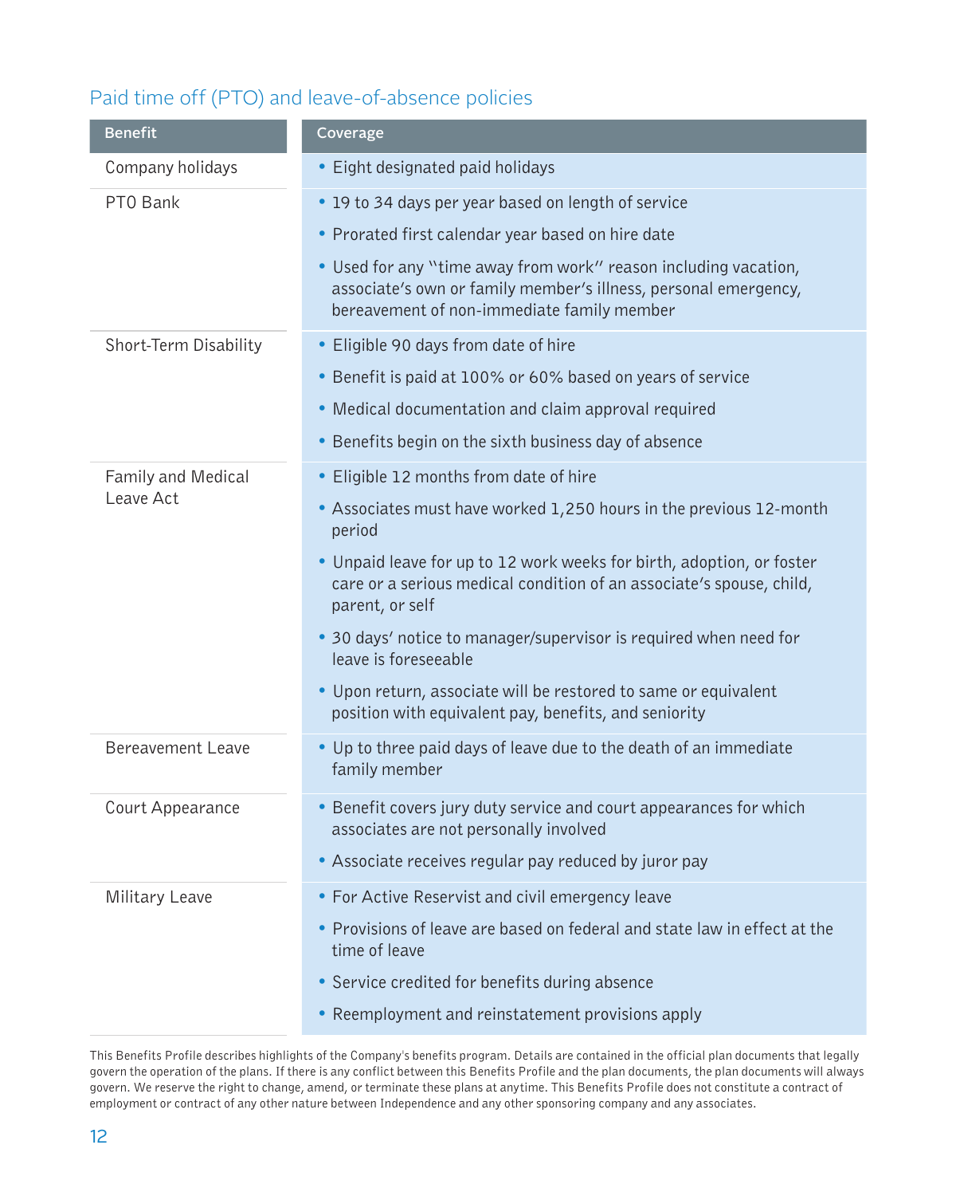## Paid time off (PTO) and leave-of-absence policies

| Benefit | Coverage |
| --- | --- |
| Company holidays | • Eight designated paid holidays |
| PTO Bank | • 19 to 34 days per year based on length of service<br>• Prorated first calendar year based on hire date<br>• Used for any "time away from work" reason including vacation, associate's own or family member's illness, personal emergency, bereavement of non-immediate family member |
| Short-Term Disability | • Eligible 90 days from date of hire<br>• Benefit is paid at 100% or 60% based on years of service<br>• Medical documentation and claim approval required<br>• Benefits begin on the sixth business day of absence |
| Family and Medical Leave Act | • Eligible 12 months from date of hire<br>• Associates must have worked 1,250 hours in the previous 12-month period<br>• Unpaid leave for up to 12 work weeks for birth, adoption, or foster care or a serious medical condition of an associate's spouse, child, parent, or self<br>• 30 days' notice to manager/supervisor is required when need for leave is foreseeable<br>• Upon return, associate will be restored to same or equivalent position with equivalent pay, benefits, and seniority |
| Bereavement Leave | • Up to three paid days of leave due to the death of an immediate family member |
| Court Appearance | • Benefit covers jury duty service and court appearances for which associates are not personally involved<br>• Associate receives regular pay reduced by juror pay |
| Military Leave | • For Active Reservist and civil emergency leave<br>• Provisions of leave are based on federal and state law in effect at the time of leave<br>• Service credited for benefits during absence<br>• Reemployment and reinstatement provisions apply |

This Benefits Profile describes highlights of the Company's benefits program. Details are contained in the official plan documents that legally govern the operation of the plans. If there is any conflict between this Benefits Profile and the plan documents, the plan documents will always govern. We reserve the right to change, amend, or terminate these plans at anytime. This Benefits Profile does not constitute a contract of employment or contract of any other nature between Independence and any other sponsoring company and any associates.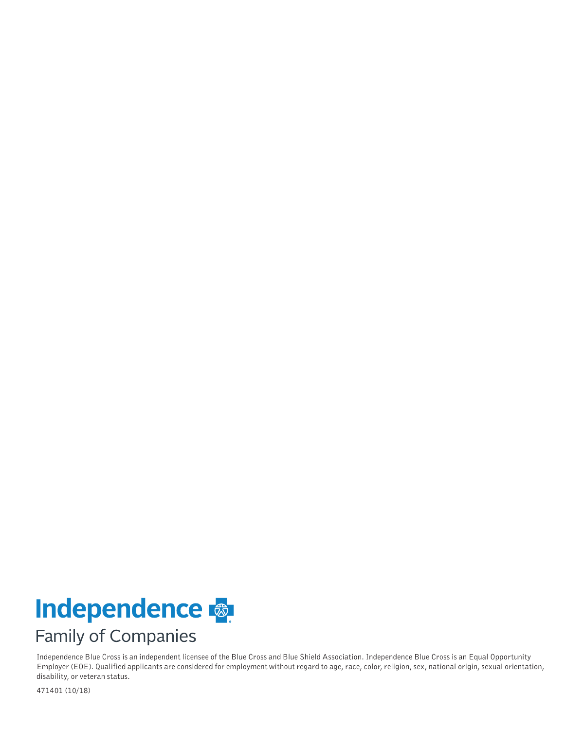Independence

Family of Companies

Independence Blue Cross is an independent licensee of the Blue Cross and Blue Shield Association. Independence Blue Cross is an Equal Opportunity Employer (EOE). Qualified applicants are considered for employment without regard to age, race, color, religion, sex, national origin, sexual orientation, disability, or veteran status.

471401 (10/18)